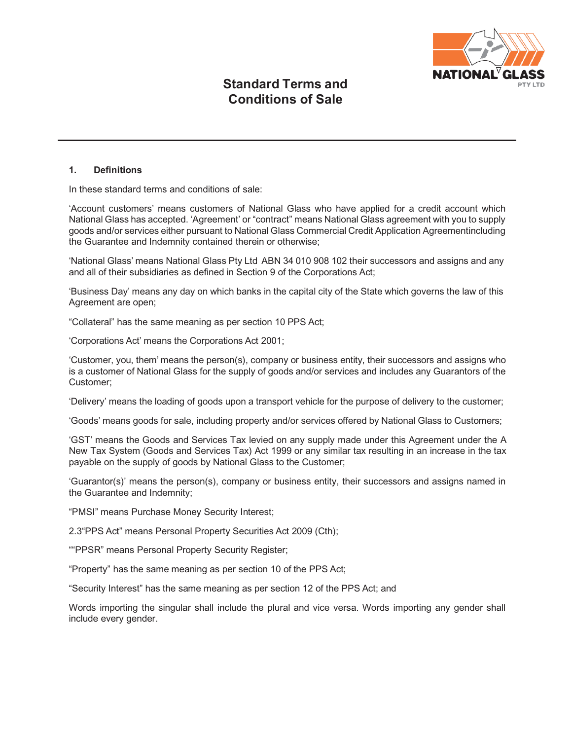# Standard Terms and Conditions of Sale

## 1. Definitions

In these standard terms and conditions of sale:

'Account customers' means customers of National Glass who have applied for a credit account which National Glass has accepted. 'Agreement' or "contract" means National Glass agreement with you to supply goods and/or services either pursuant to National Glass Commercial Credit Application Agreementincluding the Guarantee and Indemnity contained therein or otherwise;

'National Glass' means National Glass Pty Ltd ABN 34 010 908 102 their successors and assigns and any and all of their subsidiaries as defined in Section 9 of the Corporations Act;

'Business Day' means any day on which banks in the capital city of the State which governs the law of this Agreement are open;

"Collateral" has the same meaning as per section 10 PPS Act;

'Corporations Act' means the Corporations Act 2001;

'Customer, you, them' means the person(s), company or business entity, their successors and assigns who is a customer of National Glass for the supply of goods and/or services and includes any Guarantors of the Customer;

'Delivery' means the loading of goods upon a transport vehicle for the purpose of delivery to the customer;

'Goods' means goods for sale, including property and/or services offered by National Glass to Customers;

'GST' means the Goods and Services Tax levied on any supply made under this Agreement under the A New Tax System (Goods and Services Tax) Act 1999 or any similar tax resulting in an increase in the tax payable on the supply of goods by National Glass to the Customer;

'Guarantor(s)' means the person(s), company or business entity, their successors and assigns named in the Guarantee and Indemnity;

"PMSI" means Purchase Money Security Interest;

2.3"PPS Act" means Personal Property Securities Act 2009 (Cth);

""PPSR" means Personal Property Security Register;

"Property" has the same meaning as per section 10 of the PPS Act;

"Security Interest" has the same meaning as per section 12 of the PPS Act; and

Words importing the singular shall include the plural and vice versa. Words importing any gender shall include every gender.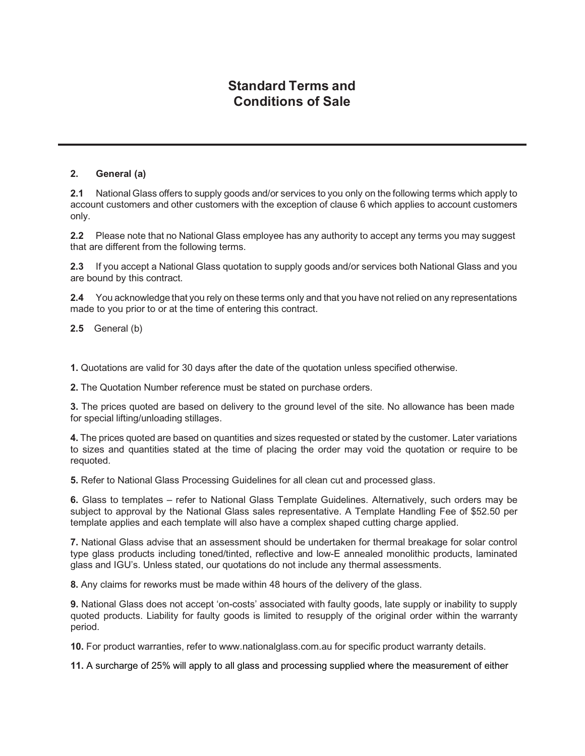# Standard Terms and Conditions of Sale

---

**2. General (a)**

**2.1** National Glass offers to supply goods and/or services to you only on the following terms which apply to account customers and other customers with the exception of clause 6 which applies to account customers only.

**2.2** Please note that no National Glass employee has any authority to accept any terms you may suggest that are different from the following terms.

**2.3** If you accept a National Glass quotation to supply goods and/or services both National Glass and you are bound by this contract.

**2.4** You acknowledge that you rely on these terms only and that you have not relied on any representations made to you prior to or at the time of entering this contract.

**2.5** General (b)

**1.** Quotations are valid for 30 days after the date of the quotation unless specified otherwise.

**2.** The Quotation Number reference must be stated on purchase orders.

**3.** The prices quoted are based on delivery to the ground level of the site. No allowance has been made for special lifting/unloading stillages.

**4.** The prices quoted are based on quantities and sizes requested or stated by the customer. Later variations to sizes and quantities stated at the time of placing the order may void the quotation or require to be requoted.

**5.** Refer to National Glass Processing Guidelines for all clean cut and processed glass.

**6.** Glass to templates – refer to National Glass Template Guidelines. Alternatively, such orders may be subject to approval by the National Glass sales representative. A Template Handling Fee of $52.50 per template applies and each template will also have a complex shaped cutting charge applied.

**7.** National Glass advise that an assessment should be undertaken for thermal breakage for solar control type glass products including toned/tinted, reflective and low-E annealed monolithic products, laminated glass and IGU's. Unless stated, our quotations do not include any thermal assessments.

**8.** Any claims for reworks must be made within 48 hours of the delivery of the glass.

**9.** National Glass does not accept 'on-costs' associated with faulty goods, late supply or inability to supply quoted products. Liability for faulty goods is limited to resupply of the original order within the warranty period.

**10.** For product warranties, refer to www.nationalglass.com.au for specific product warranty details.

**11.** A surcharge of 25% will apply to all glass and processing supplied where the measurement of either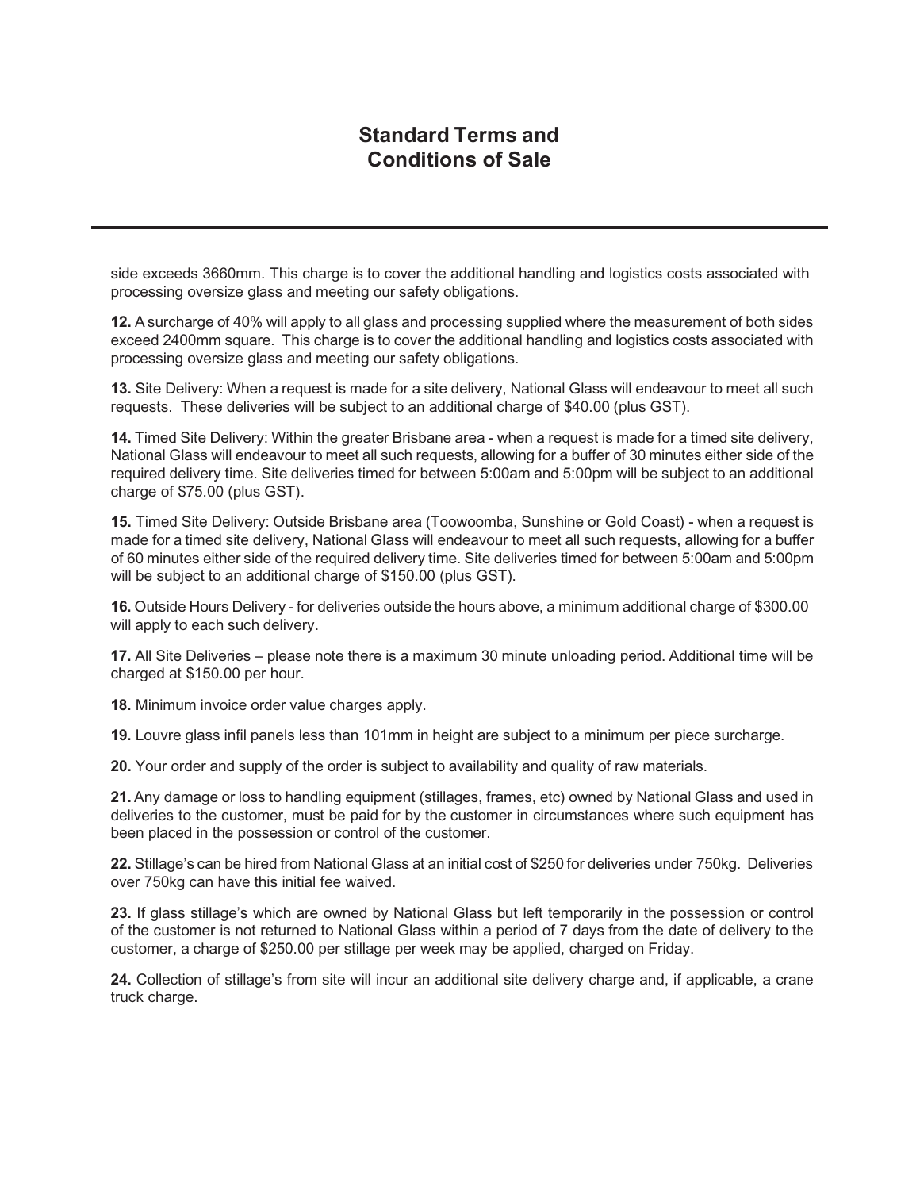# Standard Terms and Conditions of Sale

side exceeds 3660mm. This charge is to cover the additional handling and logistics costs associated with processing oversize glass and meeting our safety obligations.

**12.** A surcharge of 40% will apply to all glass and processing supplied where the measurement of both sides exceed 2400mm square. This charge is to cover the additional handling and logistics costs associated with processing oversize glass and meeting our safety obligations.

**13.** Site Delivery: When a request is made for a site delivery, National Glass will endeavour to meet all such requests. These deliveries will be subject to an additional charge of $40.00 (plus GST).

**14.** Timed Site Delivery: Within the greater Brisbane area - when a request is made for a timed site delivery, National Glass will endeavour to meet all such requests, allowing for a buffer of 30 minutes either side of the required delivery time. Site deliveries timed for between 5:00am and 5:00pm will be subject to an additional charge of $75.00 (plus GST).

**15.** Timed Site Delivery: Outside Brisbane area (Toowoomba, Sunshine or Gold Coast) - when a request is made for a timed site delivery, National Glass will endeavour to meet all such requests, allowing for a buffer of 60 minutes either side of the required delivery time. Site deliveries timed for between 5:00am and 5:00pm will be subject to an additional charge of $150.00 (plus GST).

**16.** Outside Hours Delivery - for deliveries outside the hours above, a minimum additional charge of $300.00 will apply to each such delivery.

**17.** All Site Deliveries – please note there is a maximum 30 minute unloading period. Additional time will be charged at $150.00 per hour.

**18.** Minimum invoice order value charges apply.

**19.** Louvre glass infil panels less than 101mm in height are subject to a minimum per piece surcharge.

**20.** Your order and supply of the order is subject to availability and quality of raw materials.

**21.** Any damage or loss to handling equipment (stillages, frames, etc) owned by National Glass and used in deliveries to the customer, must be paid for by the customer in circumstances where such equipment has been placed in the possession or control of the customer.

**22.** Stillage's can be hired from National Glass at an initial cost of $250 for deliveries under 750kg. Deliveries over 750kg can have this initial fee waived.

**23.** If glass stillage's which are owned by National Glass but left temporarily in the possession or control of the customer is not returned to National Glass within a period of 7 days from the date of delivery to the customer, a charge of $250.00 per stillage per week may be applied, charged on Friday.

**24.** Collection of stillage's from site will incur an additional site delivery charge and, if applicable, a crane truck charge.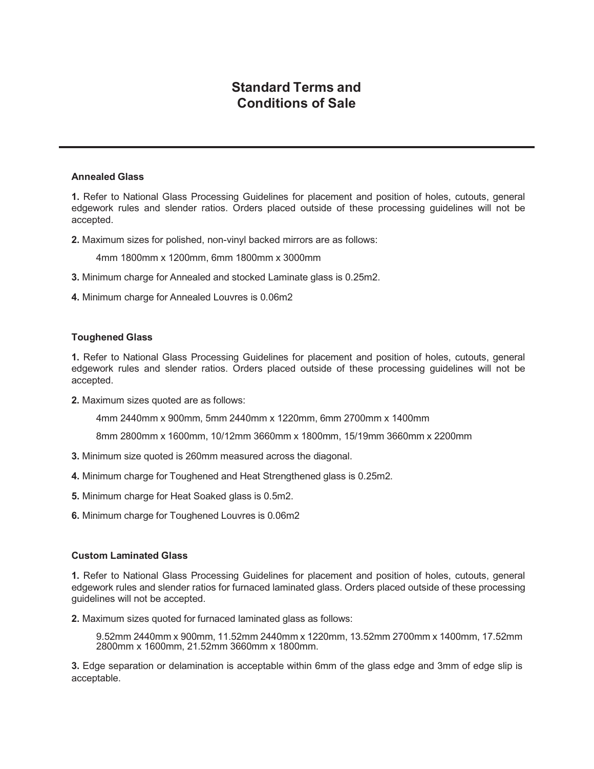# Standard Terms and Conditions of Sale

---

### Annealed Glass

**1.** Refer to National Glass Processing Guidelines for placement and position of holes, cutouts, general edgework rules and slender ratios. Orders placed outside of these processing guidelines will not be accepted.

**2.** Maximum sizes for polished, non-vinyl backed mirrors are as follows:

4mm 1800mm x 1200mm, 6mm 1800mm x 3000mm

**3.** Minimum charge for Annealed and stocked Laminate glass is 0.25m2.

**4.** Minimum charge for Annealed Louvres is 0.06m2

### Toughened Glass

**1.** Refer to National Glass Processing Guidelines for placement and position of holes, cutouts, general edgework rules and slender ratios. Orders placed outside of these processing guidelines will not be accepted.

**2.** Maximum sizes quoted are as follows:

4mm 2440mm x 900mm, 5mm 2440mm x 1220mm, 6mm 2700mm x 1400mm

8mm 2800mm x 1600mm, 10/12mm 3660mm x 1800mm, 15/19mm 3660mm x 2200mm

**3.** Minimum size quoted is 260mm measured across the diagonal.

**4.** Minimum charge for Toughened and Heat Strengthened glass is 0.25m2.

**5.** Minimum charge for Heat Soaked glass is 0.5m2.

**6.** Minimum charge for Toughened Louvres is 0.06m2

### Custom Laminated Glass

**1.** Refer to National Glass Processing Guidelines for placement and position of holes, cutouts, general edgework rules and slender ratios for furnaced laminated glass. Orders placed outside of these processing guidelines will not be accepted.

**2.** Maximum sizes quoted for furnaced laminated glass as follows:

9.52mm 2440mm x 900mm, 11.52mm 2440mm x 1220mm, 13.52mm 2700mm x 1400mm, 17.52mm 2800mm x 1600mm, 21.52mm 3660mm x 1800mm.

**3.** Edge separation or delamination is acceptable within 6mm of the glass edge and 3mm of edge slip is acceptable.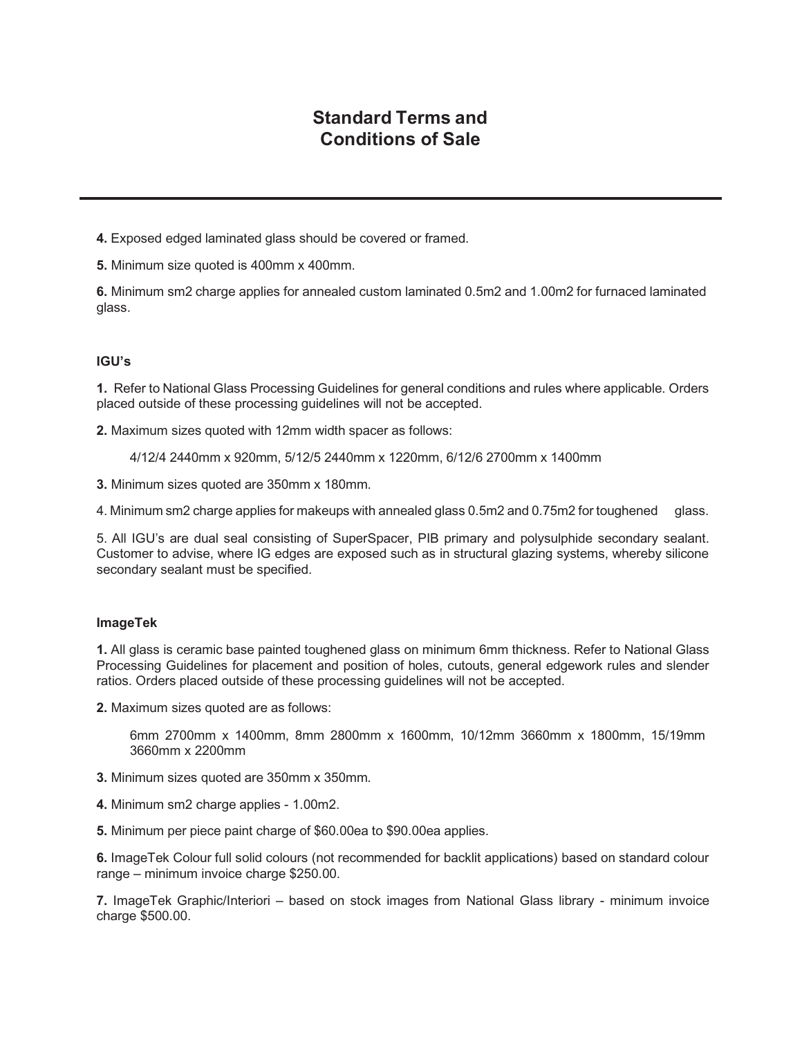# Standard Terms and Conditions of Sale

**4.** Exposed edged laminated glass should be covered or framed.

**5.** Minimum size quoted is 400mm x 400mm.

**6.** Minimum sm2 charge applies for annealed custom laminated 0.5m2 and 1.00m2 for furnaced laminated glass.

### IGU's

**1.** Refer to National Glass Processing Guidelines for general conditions and rules where applicable. Orders placed outside of these processing guidelines will not be accepted.

**2.** Maximum sizes quoted with 12mm width spacer as follows:

4/12/4 2440mm x 920mm, 5/12/5 2440mm x 1220mm, 6/12/6 2700mm x 1400mm

**3.** Minimum sizes quoted are 350mm x 180mm.

4. Minimum sm2 charge applies for makeups with annealed glass 0.5m2 and 0.75m2 for toughened glass.

5. All IGU's are dual seal consisting of SuperSpacer, PIB primary and polysulphide secondary sealant. Customer to advise, where IG edges are exposed such as in structural glazing systems, whereby silicone secondary sealant must be specified.

### ImageTek

**1.** All glass is ceramic base painted toughened glass on minimum 6mm thickness. Refer to National Glass Processing Guidelines for placement and position of holes, cutouts, general edgework rules and slender ratios. Orders placed outside of these processing guidelines will not be accepted.

**2.** Maximum sizes quoted are as follows:

6mm 2700mm x 1400mm, 8mm 2800mm x 1600mm, 10/12mm 3660mm x 1800mm, 15/19mm 3660mm x 2200mm

**3.** Minimum sizes quoted are 350mm x 350mm.

**4.** Minimum sm2 charge applies - 1.00m2.

**5.** Minimum per piece paint charge of $60.00ea to $90.00ea applies.

**6.** ImageTek Colour full solid colours (not recommended for backlit applications) based on standard colour range – minimum invoice charge $250.00.

**7.** ImageTek Graphic/Interiori – based on stock images from National Glass library - minimum invoice charge $500.00.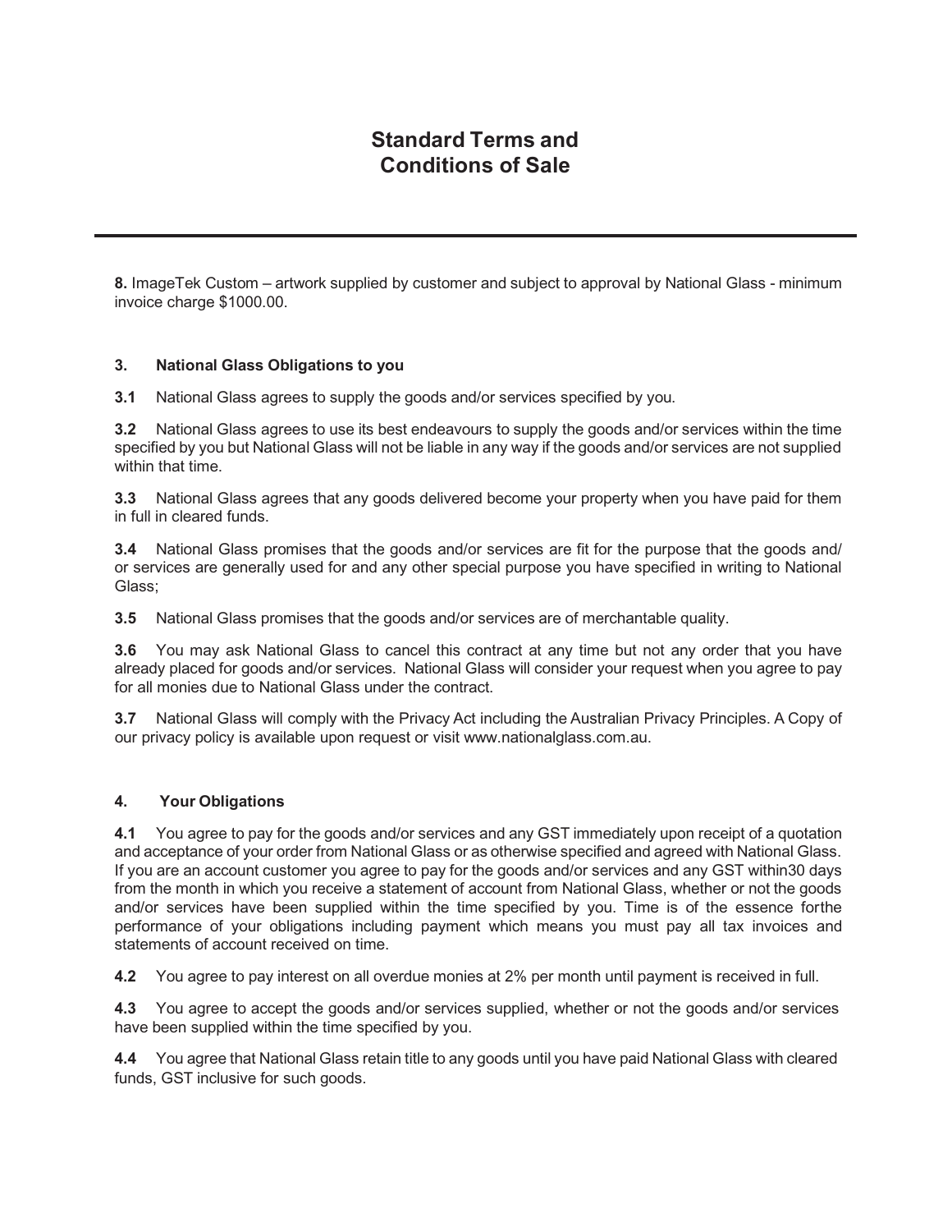# Standard Terms and Conditions of Sale

**8.** ImageTek Custom – artwork supplied by customer and subject to approval by National Glass - minimum invoice charge $1000.00.

### 3. National Glass Obligations to you

**3.1** National Glass agrees to supply the goods and/or services specified by you.

**3.2** National Glass agrees to use its best endeavours to supply the goods and/or services within the time specified by you but National Glass will not be liable in any way if the goods and/or services are not supplied within that time.

**3.3** National Glass agrees that any goods delivered become your property when you have paid for them in full in cleared funds.

**3.4** National Glass promises that the goods and/or services are fit for the purpose that the goods and/ or services are generally used for and any other special purpose you have specified in writing to National Glass;

**3.5** National Glass promises that the goods and/or services are of merchantable quality.

**3.6** You may ask National Glass to cancel this contract at any time but not any order that you have already placed for goods and/or services. National Glass will consider your request when you agree to pay for all monies due to National Glass under the contract.

**3.7** National Glass will comply with the Privacy Act including the Australian Privacy Principles. A Copy of our privacy policy is available upon request or visit www.nationalglass.com.au.

### 4. Your Obligations

**4.1** You agree to pay for the goods and/or services and any GST immediately upon receipt of a quotation and acceptance of your order from National Glass or as otherwise specified and agreed with National Glass. If you are an account customer you agree to pay for the goods and/or services and any GST within30 days from the month in which you receive a statement of account from National Glass, whether or not the goods and/or services have been supplied within the time specified by you. Time is of the essence forthe performance of your obligations including payment which means you must pay all tax invoices and statements of account received on time.

**4.2** You agree to pay interest on all overdue monies at 2% per month until payment is received in full.

**4.3** You agree to accept the goods and/or services supplied, whether or not the goods and/or services have been supplied within the time specified by you.

**4.4** You agree that National Glass retain title to any goods until you have paid National Glass with cleared funds, GST inclusive for such goods.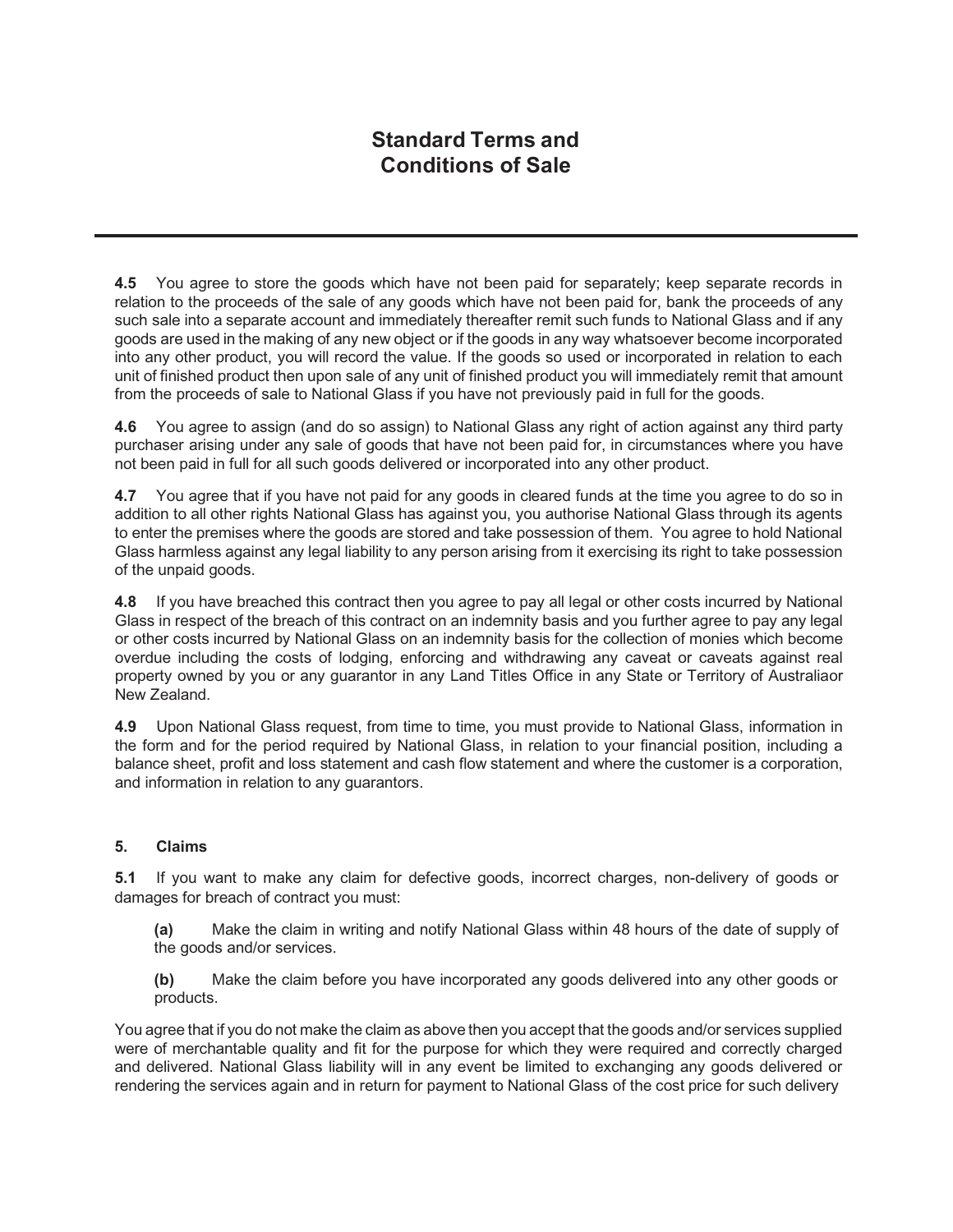# Standard Terms and Conditions of Sale

**4.5** You agree to store the goods which have not been paid for separately; keep separate records in relation to the proceeds of the sale of any goods which have not been paid for, bank the proceeds of any such sale into a separate account and immediately thereafter remit such funds to National Glass and if any goods are used in the making of any new object or if the goods in any way whatsoever become incorporated into any other product, you will record the value. If the goods so used or incorporated in relation to each unit of finished product then upon sale of any unit of finished product you will immediately remit that amount from the proceeds of sale to National Glass if you have not previously paid in full for the goods.

**4.6** You agree to assign (and do so assign) to National Glass any right of action against any third party purchaser arising under any sale of goods that have not been paid for, in circumstances where you have not been paid in full for all such goods delivered or incorporated into any other product.

**4.7** You agree that if you have not paid for any goods in cleared funds at the time you agree to do so in addition to all other rights National Glass has against you, you authorise National Glass through its agents to enter the premises where the goods are stored and take possession of them. You agree to hold National Glass harmless against any legal liability to any person arising from it exercising its right to take possession of the unpaid goods.

**4.8** If you have breached this contract then you agree to pay all legal or other costs incurred by National Glass in respect of the breach of this contract on an indemnity basis and you further agree to pay any legal or other costs incurred by National Glass on an indemnity basis for the collection of monies which become overdue including the costs of lodging, enforcing and withdrawing any caveat or caveats against real property owned by you or any guarantor in any Land Titles Office in any State or Territory of Australiaor New Zealand.

**4.9** Upon National Glass request, from time to time, you must provide to National Glass, information in the form and for the period required by National Glass, in relation to your financial position, including a balance sheet, profit and loss statement and cash flow statement and where the customer is a corporation, and information in relation to any guarantors.

## 5. Claims

**5.1** If you want to make any claim for defective goods, incorrect charges, non-delivery of goods or damages for breach of contract you must:

> **(a)** Make the claim in writing and notify National Glass within 48 hours of the date of supply of the goods and/or services.
>
> **(b)** Make the claim before you have incorporated any goods delivered into any other goods or products.

You agree that if you do not make the claim as above then you accept that the goods and/or services supplied were of merchantable quality and fit for the purpose for which they were required and correctly charged and delivered. National Glass liability will in any event be limited to exchanging any goods delivered or rendering the services again and in return for payment to National Glass of the cost price for such delivery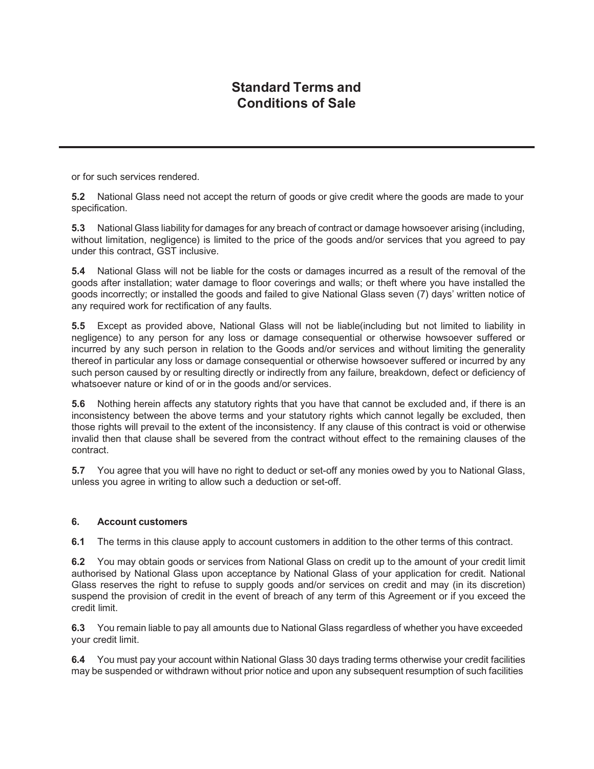or for such services rendered.

**5.2** National Glass need not accept the return of goods or give credit where the goods are made to your specification.

**5.3** National Glass liability for damages for any breach of contract or damage howsoever arising (including, without limitation, negligence) is limited to the price of the goods and/or services that you agreed to pay under this contract, GST inclusive.

**5.4** National Glass will not be liable for the costs or damages incurred as a result of the removal of the goods after installation; water damage to floor coverings and walls; or theft where you have installed the goods incorrectly; or installed the goods and failed to give National Glass seven (7) days' written notice of any required work for rectification of any faults.

**5.5** Except as provided above, National Glass will not be liable(including but not limited to liability in negligence) to any person for any loss or damage consequential or otherwise howsoever suffered or incurred by any such person in relation to the Goods and/or services and without limiting the generality thereof in particular any loss or damage consequential or otherwise howsoever suffered or incurred by any such person caused by or resulting directly or indirectly from any failure, breakdown, defect or deficiency of whatsoever nature or kind of or in the goods and/or services.

**5.6** Nothing herein affects any statutory rights that you have that cannot be excluded and, if there is an inconsistency between the above terms and your statutory rights which cannot legally be excluded, then those rights will prevail to the extent of the inconsistency. If any clause of this contract is void or otherwise invalid then that clause shall be severed from the contract without effect to the remaining clauses of the contract.

**5.7** You agree that you will have no right to deduct or set-off any monies owed by you to National Glass, unless you agree in writing to allow such a deduction or set-off.

### 6. Account customers

**6.1** The terms in this clause apply to account customers in addition to the other terms of this contract.

**6.2** You may obtain goods or services from National Glass on credit up to the amount of your credit limit authorised by National Glass upon acceptance by National Glass of your application for credit. National Glass reserves the right to refuse to supply goods and/or services on credit and may (in its discretion) suspend the provision of credit in the event of breach of any term of this Agreement or if you exceed the credit limit.

**6.3** You remain liable to pay all amounts due to National Glass regardless of whether you have exceeded your credit limit.

**6.4** You must pay your account within National Glass 30 days trading terms otherwise your credit facilities may be suspended or withdrawn without prior notice and upon any subsequent resumption of such facilities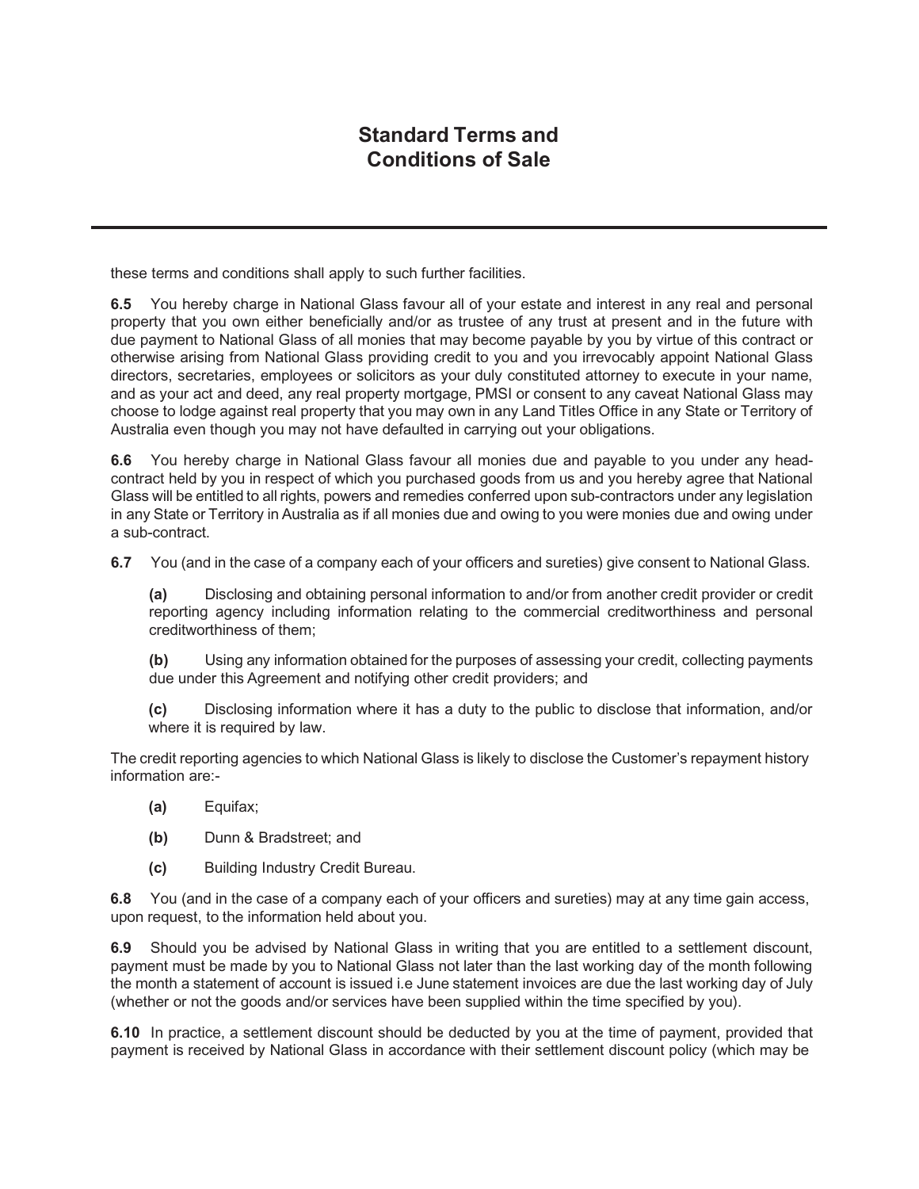# Standard Terms and Conditions of Sale

these terms and conditions shall apply to such further facilities.

**6.5** You hereby charge in National Glass favour all of your estate and interest in any real and personal property that you own either beneficially and/or as trustee of any trust at present and in the future with due payment to National Glass of all monies that may become payable by you by virtue of this contract or otherwise arising from National Glass providing credit to you and you irrevocably appoint National Glass directors, secretaries, employees or solicitors as your duly constituted attorney to execute in your name, and as your act and deed, any real property mortgage, PMSI or consent to any caveat National Glass may choose to lodge against real property that you may own in any Land Titles Office in any State or Territory of Australia even though you may not have defaulted in carrying out your obligations.

**6.6** You hereby charge in National Glass favour all monies due and payable to you under any head-contract held by you in respect of which you purchased goods from us and you hereby agree that National Glass will be entitled to all rights, powers and remedies conferred upon sub-contractors under any legislation in any State or Territory in Australia as if all monies due and owing to you were monies due and owing under a sub-contract.

**6.7** You (and in the case of a company each of your officers and sureties) give consent to National Glass.

> **(a)** Disclosing and obtaining personal information to and/or from another credit provider or credit reporting agency including information relating to the commercial creditworthiness and personal creditworthiness of them;
>
> **(b)** Using any information obtained for the purposes of assessing your credit, collecting payments due under this Agreement and notifying other credit providers; and
>
> **(c)** Disclosing information where it has a duty to the public to disclose that information, and/or where it is required by law.

The credit reporting agencies to which National Glass is likely to disclose the Customer's repayment history information are:-

> **(a)** Equifax;
>
> **(b)** Dunn & Bradstreet; and
>
> **(c)** Building Industry Credit Bureau.

**6.8** You (and in the case of a company each of your officers and sureties) may at any time gain access, upon request, to the information held about you.

**6.9** Should you be advised by National Glass in writing that you are entitled to a settlement discount, payment must be made by you to National Glass not later than the last working day of the month following the month a statement of account is issued i.e June statement invoices are due the last working day of July (whether or not the goods and/or services have been supplied within the time specified by you).

**6.10** In practice, a settlement discount should be deducted by you at the time of payment, provided that payment is received by National Glass in accordance with their settlement discount policy (which may be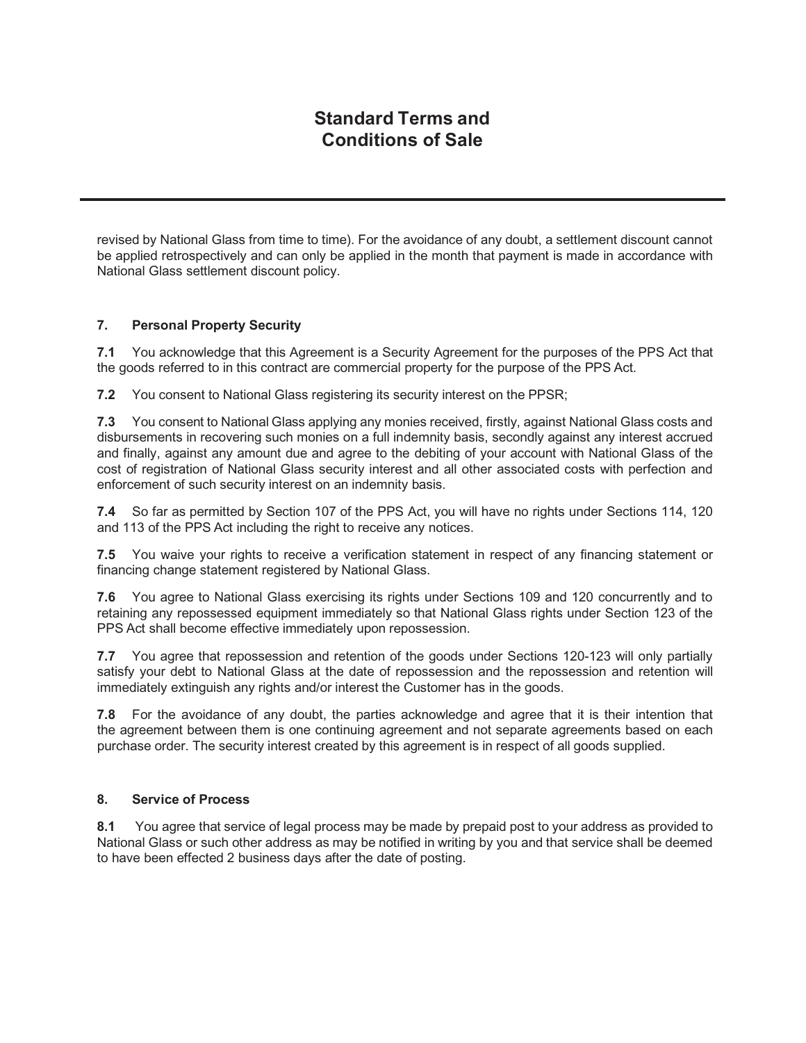revised by National Glass from time to time). For the avoidance of any doubt, a settlement discount cannot be applied retrospectively and can only be applied in the month that payment is made in accordance with National Glass settlement discount policy.

### 7. Personal Property Security

**7.1** You acknowledge that this Agreement is a Security Agreement for the purposes of the PPS Act that the goods referred to in this contract are commercial property for the purpose of the PPS Act.

**7.2** You consent to National Glass registering its security interest on the PPSR;

**7.3** You consent to National Glass applying any monies received, firstly, against National Glass costs and disbursements in recovering such monies on a full indemnity basis, secondly against any interest accrued and finally, against any amount due and agree to the debiting of your account with National Glass of the cost of registration of National Glass security interest and all other associated costs with perfection and enforcement of such security interest on an indemnity basis.

**7.4** So far as permitted by Section 107 of the PPS Act, you will have no rights under Sections 114, 120 and 113 of the PPS Act including the right to receive any notices.

**7.5** You waive your rights to receive a verification statement in respect of any financing statement or financing change statement registered by National Glass.

**7.6** You agree to National Glass exercising its rights under Sections 109 and 120 concurrently and to retaining any repossessed equipment immediately so that National Glass rights under Section 123 of the PPS Act shall become effective immediately upon repossession.

**7.7** You agree that repossession and retention of the goods under Sections 120-123 will only partially satisfy your debt to National Glass at the date of repossession and the repossession and retention will immediately extinguish any rights and/or interest the Customer has in the goods.

**7.8** For the avoidance of any doubt, the parties acknowledge and agree that it is their intention that the agreement between them is one continuing agreement and not separate agreements based on each purchase order. The security interest created by this agreement is in respect of all goods supplied.

### 8. Service of Process

**8.1** You agree that service of legal process may be made by prepaid post to your address as provided to National Glass or such other address as may be notified in writing by you and that service shall be deemed to have been effected 2 business days after the date of posting.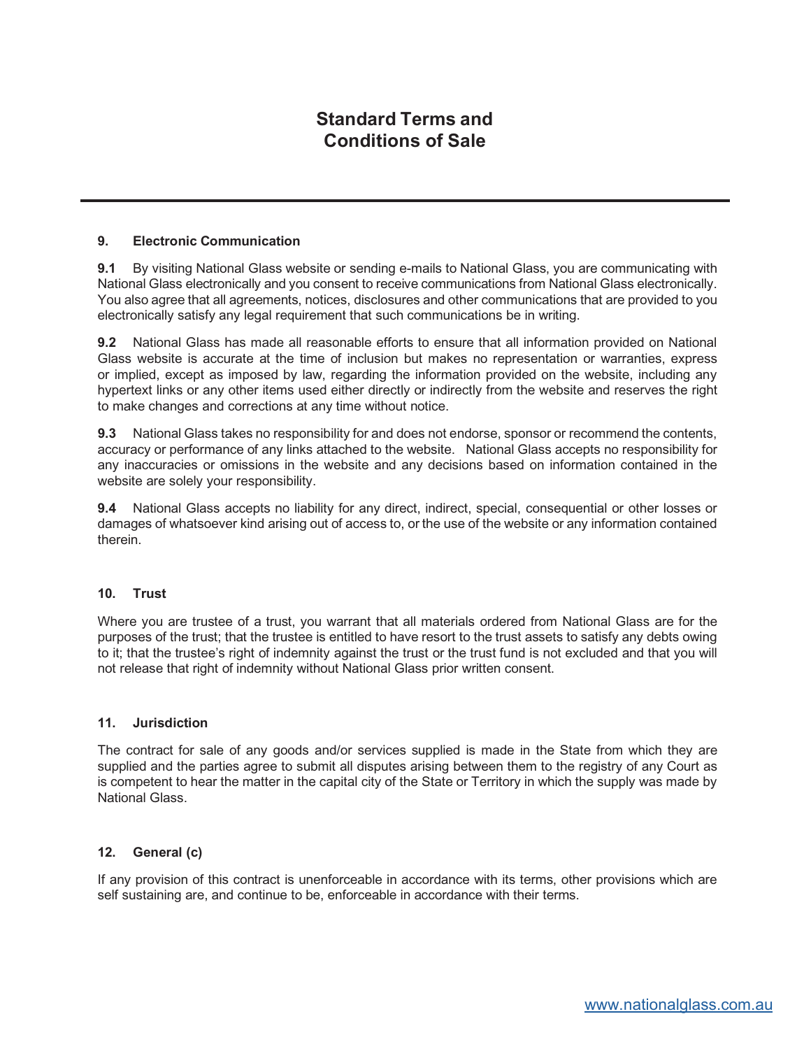# Standard Terms and Conditions of Sale

## 9. Electronic Communication

**9.1** By visiting National Glass website or sending e-mails to National Glass, you are communicating with National Glass electronically and you consent to receive communications from National Glass electronically. You also agree that all agreements, notices, disclosures and other communications that are provided to you electronically satisfy any legal requirement that such communications be in writing.

**9.2** National Glass has made all reasonable efforts to ensure that all information provided on National Glass website is accurate at the time of inclusion but makes no representation or warranties, express or implied, except as imposed by law, regarding the information provided on the website, including any hypertext links or any other items used either directly or indirectly from the website and reserves the right to make changes and corrections at any time without notice.

**9.3** National Glass takes no responsibility for and does not endorse, sponsor or recommend the contents, accuracy or performance of any links attached to the website. National Glass accepts no responsibility for any inaccuracies or omissions in the website and any decisions based on information contained in the website are solely your responsibility.

**9.4** National Glass accepts no liability for any direct, indirect, special, consequential or other losses or damages of whatsoever kind arising out of access to, or the use of the website or any information contained therein.

## 10. Trust

Where you are trustee of a trust, you warrant that all materials ordered from National Glass are for the purposes of the trust; that the trustee is entitled to have resort to the trust assets to satisfy any debts owing to it; that the trustee's right of indemnity against the trust or the trust fund is not excluded and that you will not release that right of indemnity without National Glass prior written consent.

## 11. Jurisdiction

The contract for sale of any goods and/or services supplied is made in the State from which they are supplied and the parties agree to submit all disputes arising between them to the registry of any Court as is competent to hear the matter in the capital city of the State or Territory in which the supply was made by National Glass.

## 12. General (c)

If any provision of this contract is unenforceable in accordance with its terms, other provisions which are self sustaining are, and continue to be, enforceable in accordance with their terms.

www.nationalglass.com.au